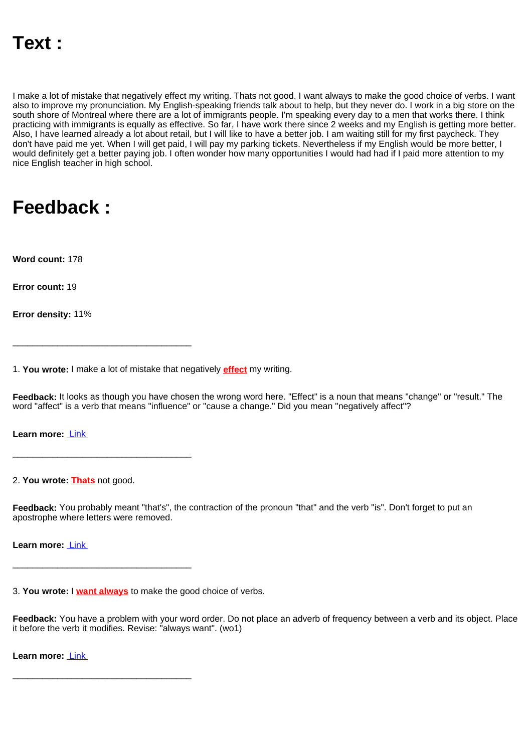# Text :

I make a lot of mistake that negatively effect my writing. Thats not good. I want always to make the good choice of verbs. I want also to improve my pronunciation. My English-speaking friends talk about to help, but they never do. I work in a big store on the south shore of Montreal where there are a lot of immigrants people. I'm speaking every day to a men that works there. I think practicing with immigrants is equally as effective. So far, I have work there since 2 weeks and my English is getting more better. Also, I have learned already a lot about retail, but I will like to have a better job. I am waiting still for my first paycheck. They don't have paid me yet. When I will get paid, I will pay my parking tickets. Nevertheless if my English would be more better, I would definitely get a better paying job. I often wonder how many opportunities I would had had if I paid more attention to my nice English teacher in high school.

# Feedback :

**Word count:** 178

**Error count:** 19

**Error density:** 11%

___________________________________

1. **You wrote:** I make a lot of mistake that negatively **effect** my writing.

**Feedback:** It looks as though you have chosen the wrong word here. "Effect" is a noun that means "change" or "result." The word "affect" is a verb that means "influence" or "cause a change." Did you mean "negatively affect"?

**Learn more:** Link

___________________________________

2. **You wrote:** **Thats** not good.

**Feedback:** You probably meant "that's", the contraction of the pronoun "that" and the verb "is". Don't forget to put an apostrophe where letters were removed.

**Learn more:** Link

___________________________________

3. **You wrote:** I **want always** to make the good choice of verbs.

**Feedback:** You have a problem with your word order. Do not place an adverb of frequency between a verb and its object. Place it before the verb it modifies. Revise: "always want". (wo1)

**Learn more:** Link

___________________________________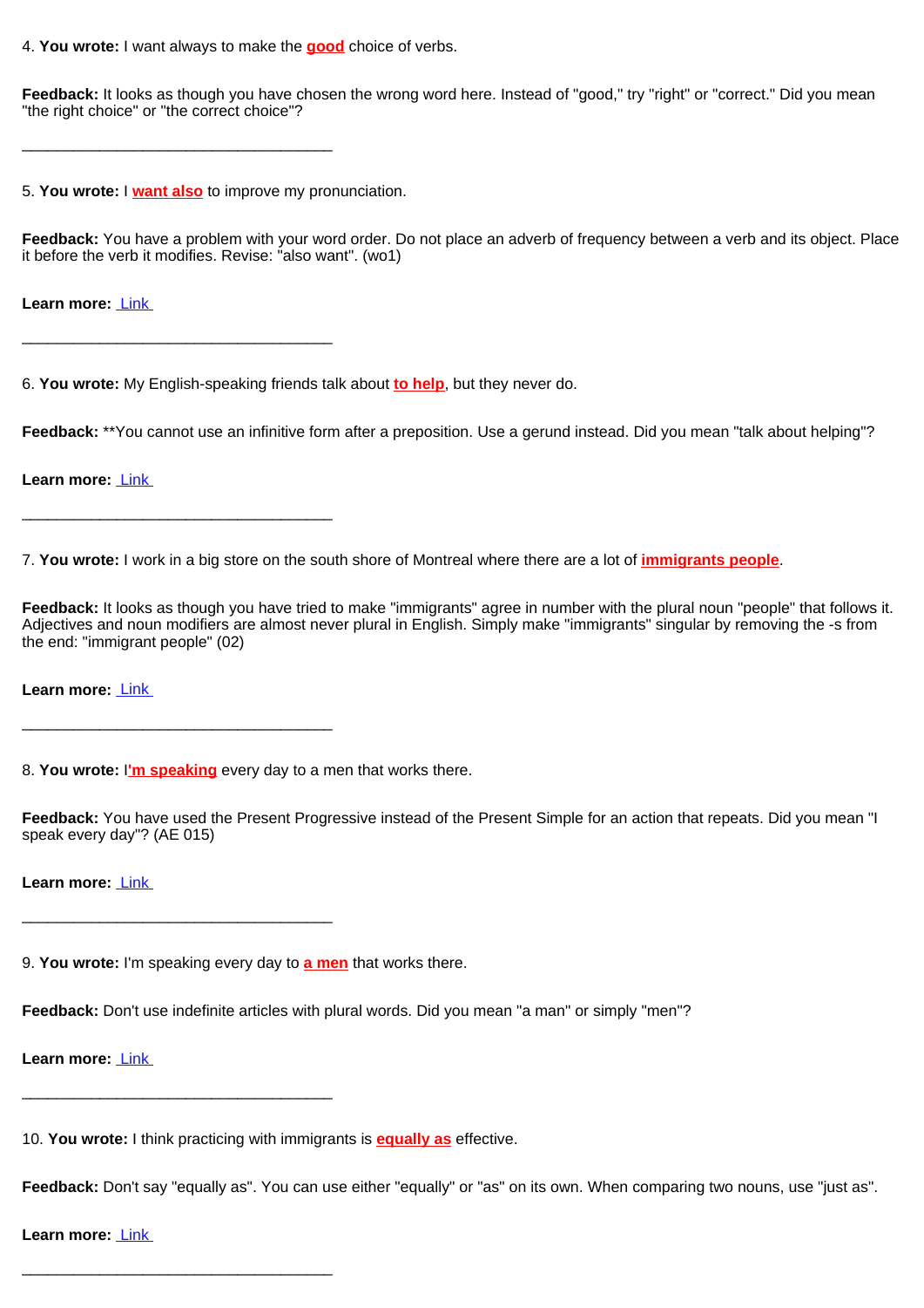4. **You wrote:** I want always to make the **good** choice of verbs.

**Feedback:** It looks as though you have chosen the wrong word here. Instead of "good," try "right" or "correct." Did you mean "the right choice" or "the correct choice"?

_____________________________________

5. **You wrote:** I **want also** to improve my pronunciation.

**Feedback:** You have a problem with your word order. Do not place an adverb of frequency between a verb and its object. Place it before the verb it modifies. Revise: "also want". (wo1)

**Learn more:** Link

_____________________________________

6. **You wrote:** My English-speaking friends talk about **to help**, but they never do.

**Feedback:** **You cannot use an infinitive form after a preposition. Use a gerund instead. Did you mean "talk about helping"?

**Learn more:** Link

_____________________________________

7. **You wrote:** I work in a big store on the south shore of Montreal where there are a lot of **immigrants people**.

**Feedback:** It looks as though you have tried to make "immigrants" agree in number with the plural noun "people" that follows it. Adjectives and noun modifiers are almost never plural in English. Simply make "immigrants" singular by removing the -s from the end: "immigrant people" (02)

**Learn more:** Link

_____________________________________

8. **You wrote:** I**'m speaking** every day to a men that works there.

**Feedback:** You have used the Present Progressive instead of the Present Simple for an action that repeats. Did you mean "I speak every day"? (AE 015)

**Learn more:** Link

_____________________________________

9. **You wrote:** I'm speaking every day to **a men** that works there.

**Feedback:** Don't use indefinite articles with plural words. Did you mean "a man" or simply "men"?

**Learn more:** Link

_____________________________________

10. **You wrote:** I think practicing with immigrants is **equally as** effective.

**Feedback:** Don't say "equally as". You can use either "equally" or "as" on its own. When comparing two nouns, use "just as".

**Learn more:** Link

_____________________________________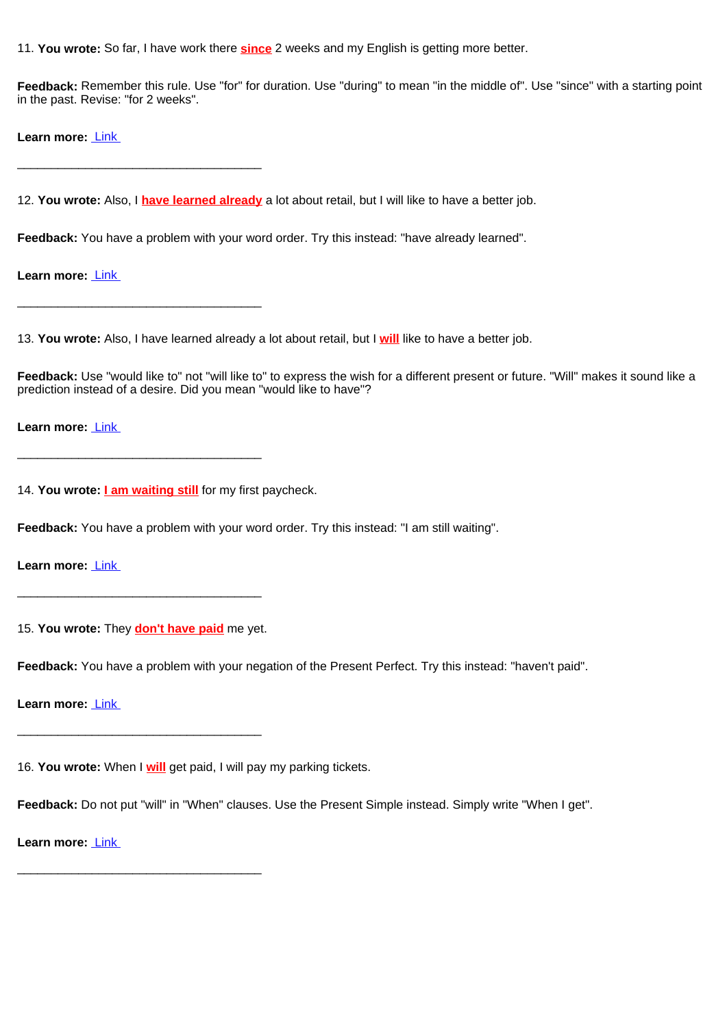11. **You wrote:** So far, I have work there **since** 2 weeks and my English is getting more better.

**Feedback:** Remember this rule. Use "for" for duration. Use "during" to mean "in the middle of". Use "since" with a starting point in the past. Revise: "for 2 weeks".

**Learn more:** Link

---

12. **You wrote:** Also, I **have learned already** a lot about retail, but I will like to have a better job.

**Feedback:** You have a problem with your word order. Try this instead: "have already learned".

**Learn more:** Link

---

13. **You wrote:** Also, I have learned already a lot about retail, but I **will** like to have a better job.

**Feedback:** Use "would like to" not "will like to" to express the wish for a different present or future. "Will" makes it sound like a prediction instead of a desire. Did you mean "would like to have"?

**Learn more:** Link

---

14. **You wrote:** **I am waiting still** for my first paycheck.

**Feedback:** You have a problem with your word order. Try this instead: "I am still waiting".

**Learn more:** Link

---

15. **You wrote:** They **don't have paid** me yet.

**Feedback:** You have a problem with your negation of the Present Perfect. Try this instead: "haven't paid".

**Learn more:** Link

---

16. **You wrote:** When I **will** get paid, I will pay my parking tickets.

**Feedback:** Do not put "will" in "When" clauses. Use the Present Simple instead. Simply write "When I get".

**Learn more:** Link

---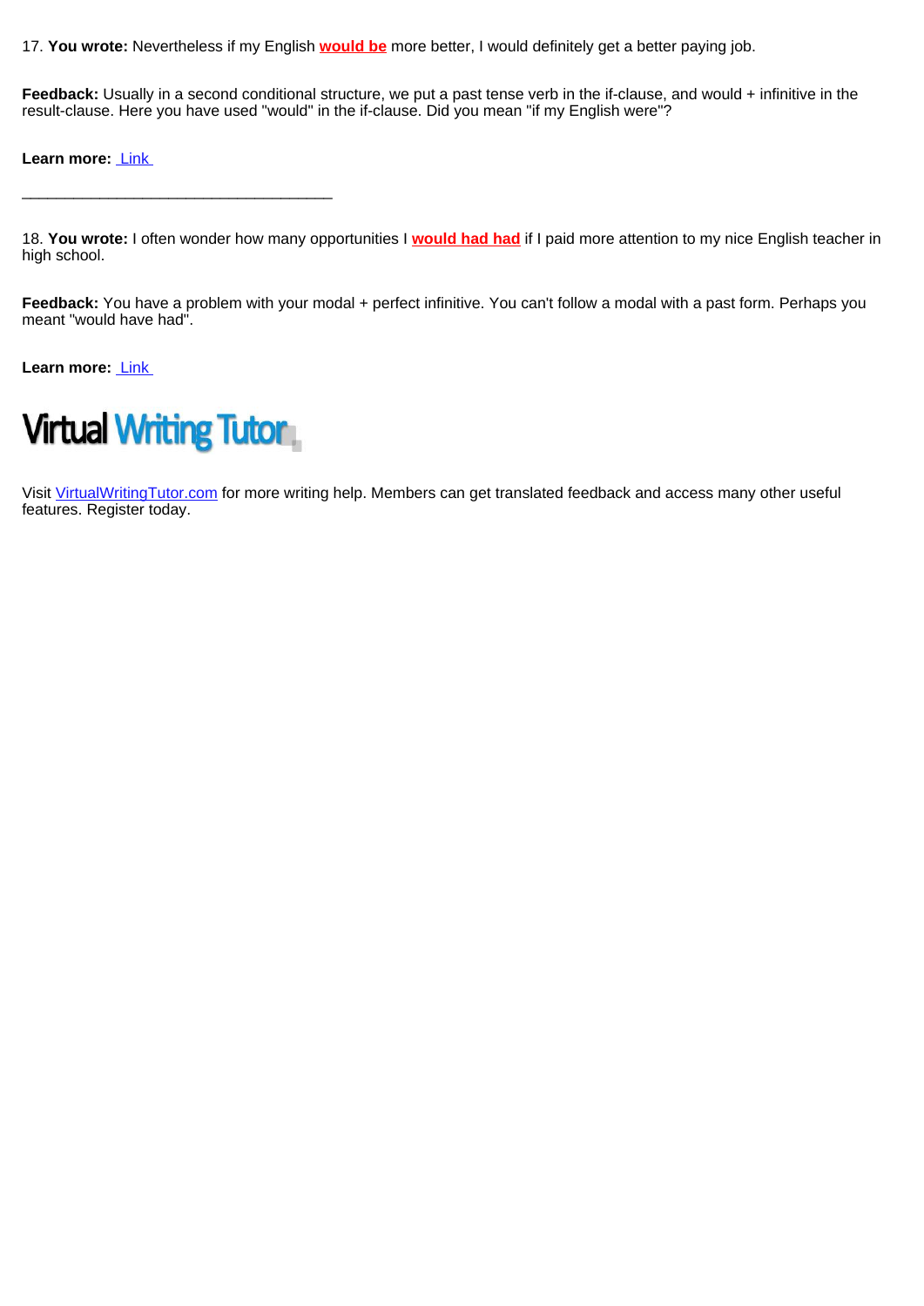17. **You wrote:** Nevertheless if my English **would be** more better, I would definitely get a better paying job.

**Feedback:** Usually in a second conditional structure, we put a past tense verb in the if-clause, and would + infinitive in the result-clause. Here you have used "would" in the if-clause. Did you mean "if my English were"?

**Learn more:** Link

___________________________________

18. **You wrote:** I often wonder how many opportunities I **would had had** if I paid more attention to my nice English teacher in high school.

**Feedback:** You have a problem with your modal + perfect infinitive. You can't follow a modal with a past form. Perhaps you meant "would have had".

**Learn more:** Link

Virtual Writing Tutor.

Visit VirtualWritingTutor.com for more writing help. Members can get translated feedback and access many other useful features. Register today.